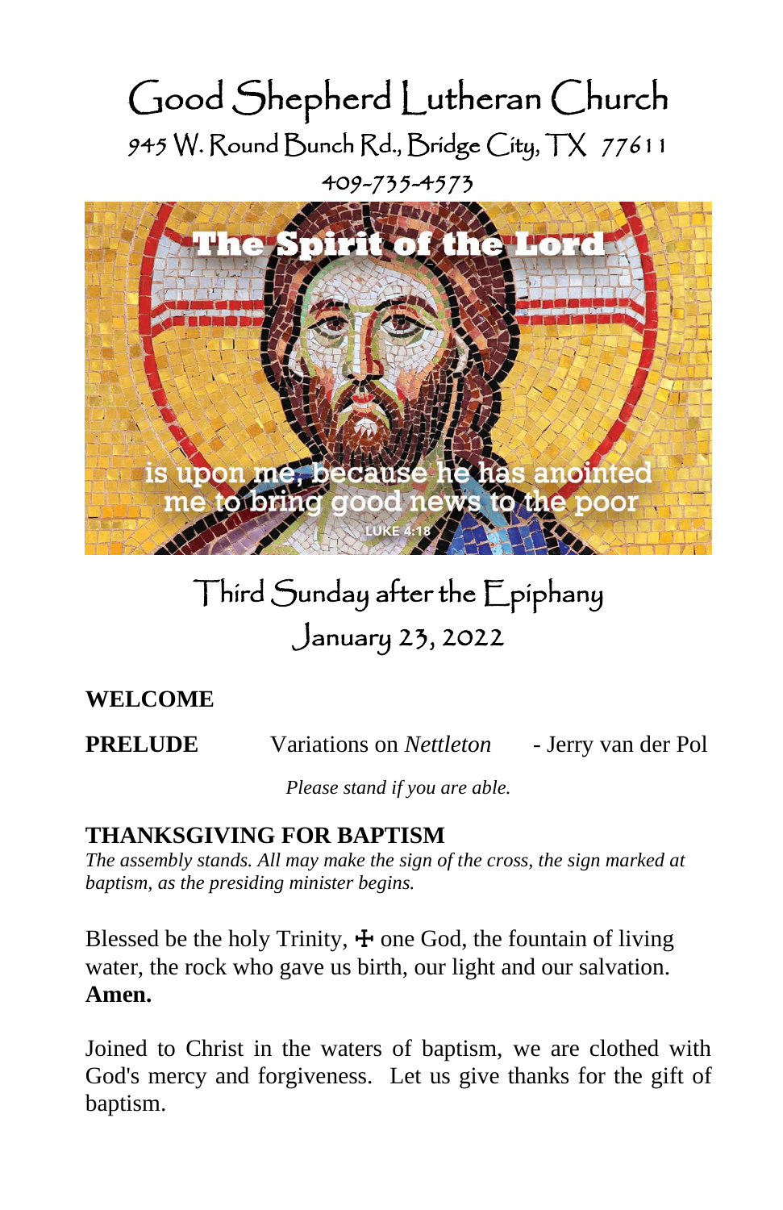# Good Shepherd Lutheran Church

945 W. Round Bunch Rd., Bridge City, TX 77611

409-735-4573

The Spirit of the Lord is upon me, because he has anointed me to bring good news to the poor

LUKE 4:18

## Third Sunday after the Epiphany

## January 23, 2022

**WELCOME**

**PRELUDE** Variations on *Nettleton* - Jerry van der Pol

*Please stand if you are able.*

**THANKSGIVING FOR BAPTISM**

*The assembly stands. All may make the sign of the cross, the sign marked at baptism, as the presiding minister begins.*

Blessed be the holy Trinity, ☩ one God, the fountain of living water, the rock who gave us birth, our light and our salvation.
**Amen.**

Joined to Christ in the waters of baptism, we are clothed with God's mercy and forgiveness. Let us give thanks for the gift of baptism.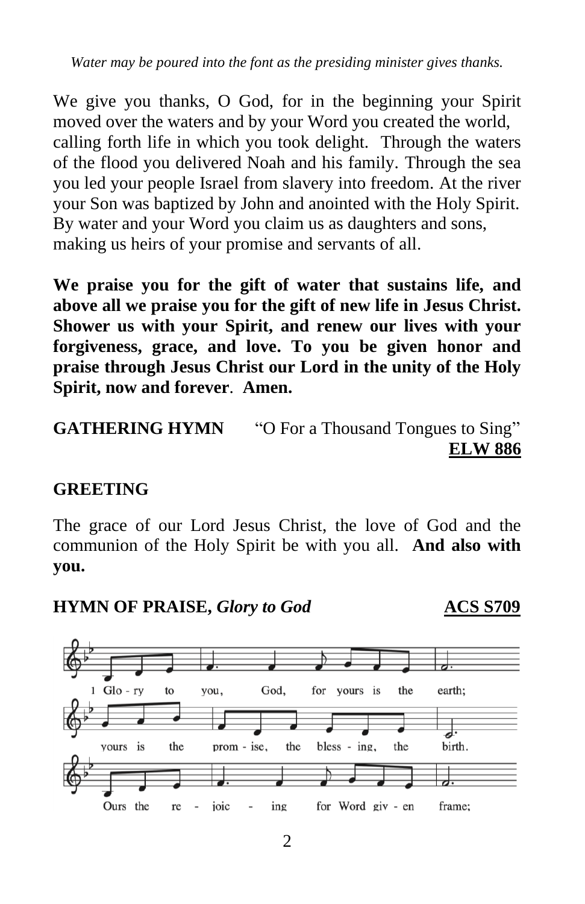*Water may be poured into the font as the presiding minister gives thanks.*

We give you thanks, O God, for in the beginning your Spirit moved over the waters and by your Word you created the world, calling forth life in which you took delight. Through the waters of the flood you delivered Noah and his family. Through the sea you led your people Israel from slavery into freedom. At the river your Son was baptized by John and anointed with the Holy Spirit. By water and your Word you claim us as daughters and sons, making us heirs of your promise and servants of all.

**We praise you for the gift of water that sustains life, and above all we praise you for the gift of new life in Jesus Christ. Shower us with your Spirit, and renew our lives with your forgiveness, grace, and love. To you be given honor and praise through Jesus Christ our Lord in the unity of the Holy Spirit, now and forever. Amen.**

**GATHERING HYMN** "O For a Thousand Tongues to Sing" **ELW 886**

**GREETING**

The grace of our Lord Jesus Christ, the love of God and the communion of the Holy Spirit be with you all. **And also with you.**

**HYMN OF PRAISE,** ***Glory to God*** **ACS S709**

1 Glo - ry to you, God, for yours is the earth;
yours is the prom - ise, the bless - ing, the birth.
Ours the re - joic - ing for Word giv - en frame;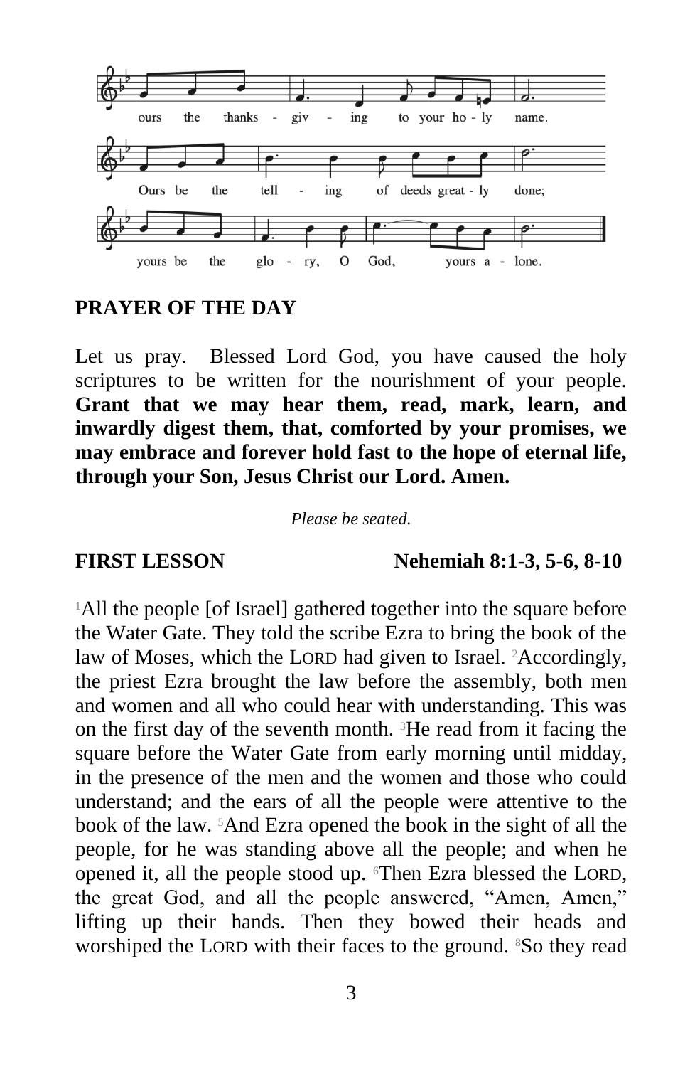ours the thanks - giv - ing to your ho - ly name.

Ours be the tell - ing of deeds great - ly done;

yours be the glo - ry, O God, yours a - lone.

**PRAYER OF THE DAY**

Let us pray. Blessed Lord God, you have caused the holy scriptures to be written for the nourishment of your people. **Grant that we may hear them, read, mark, learn, and inwardly digest them, that, comforted by your promises, we may embrace and forever hold fast to the hope of eternal life, through your Son, Jesus Christ our Lord. Amen.**

*Please be seated.*

**FIRST LESSON Nehemiah 8:1-3, 5-6, 8-10**

[1]All the people [of Israel] gathered together into the square before the Water Gate. They told the scribe Ezra to bring the book of the law of Moses, which the LORD had given to Israel. [2]Accordingly, the priest Ezra brought the law before the assembly, both men and women and all who could hear with understanding. This was on the first day of the seventh month. [3]He read from it facing the square before the Water Gate from early morning until midday, in the presence of the men and the women and those who could understand; and the ears of all the people were attentive to the book of the law. [5]And Ezra opened the book in the sight of all the people, for he was standing above all the people; and when he opened it, all the people stood up. [6]Then Ezra blessed the LORD, the great God, and all the people answered, "Amen, Amen," lifting up their hands. Then they bowed their heads and worshiped the LORD with their faces to the ground. [8]So they read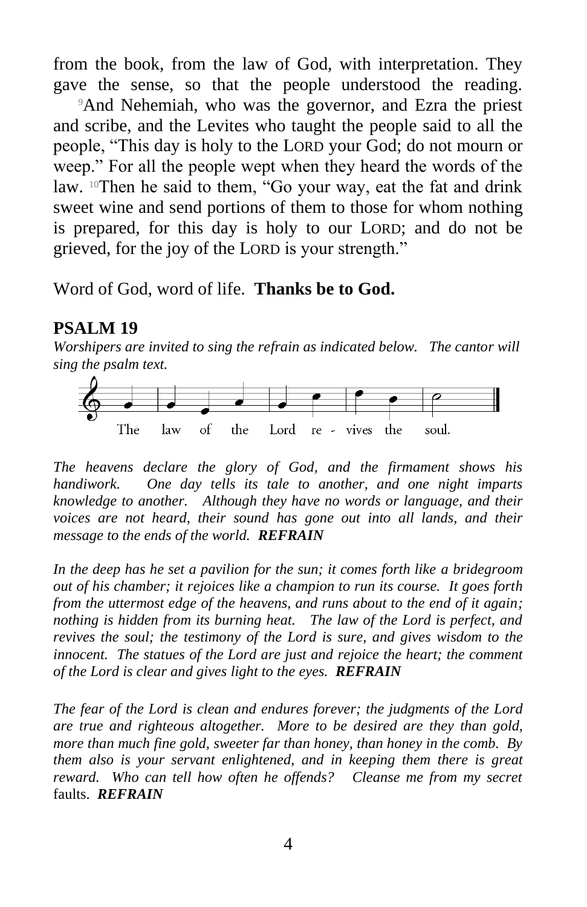from the book, from the law of God, with interpretation. They gave the sense, so that the people understood the reading. [9]And Nehemiah, who was the governor, and Ezra the priest and scribe, and the Levites who taught the people said to all the people, "This day is holy to the LORD your God; do not mourn or weep." For all the people wept when they heard the words of the law. [10]Then he said to them, "Go your way, eat the fat and drink sweet wine and send portions of them to those for whom nothing is prepared, for this day is holy to our LORD; and do not be grieved, for the joy of the LORD is your strength."

Word of God, word of life. **Thanks be to God.**

## PSALM 19

*Worshipers are invited to sing the refrain as indicated below. The cantor will sing the psalm text.*

The law of the Lord re - vives the soul.

*The heavens declare the glory of God, and the firmament shows his handiwork. One day tells its tale to another, and one night imparts knowledge to another. Although they have no words or language, and their voices are not heard, their sound has gone out into all lands, and their message to the ends of the world.* ***REFRAIN***

*In the deep has he set a pavilion for the sun; it comes forth like a bridegroom out of his chamber; it rejoices like a champion to run its course. It goes forth from the uttermost edge of the heavens, and runs about to the end of it again; nothing is hidden from its burning heat. The law of the Lord is perfect, and revives the soul; the testimony of the Lord is sure, and gives wisdom to the innocent. The statues of the Lord are just and rejoice the heart; the comment of the Lord is clear and gives light to the eyes.* ***REFRAIN***

*The fear of the Lord is clean and endures forever; the judgments of the Lord are true and righteous altogether. More to be desired are they than gold, more than much fine gold, sweeter far than honey, than honey in the comb. By them also is your servant enlightened, and in keeping them there is great reward. Who can tell how often he offends? Cleanse me from my secret* faults. ***REFRAIN***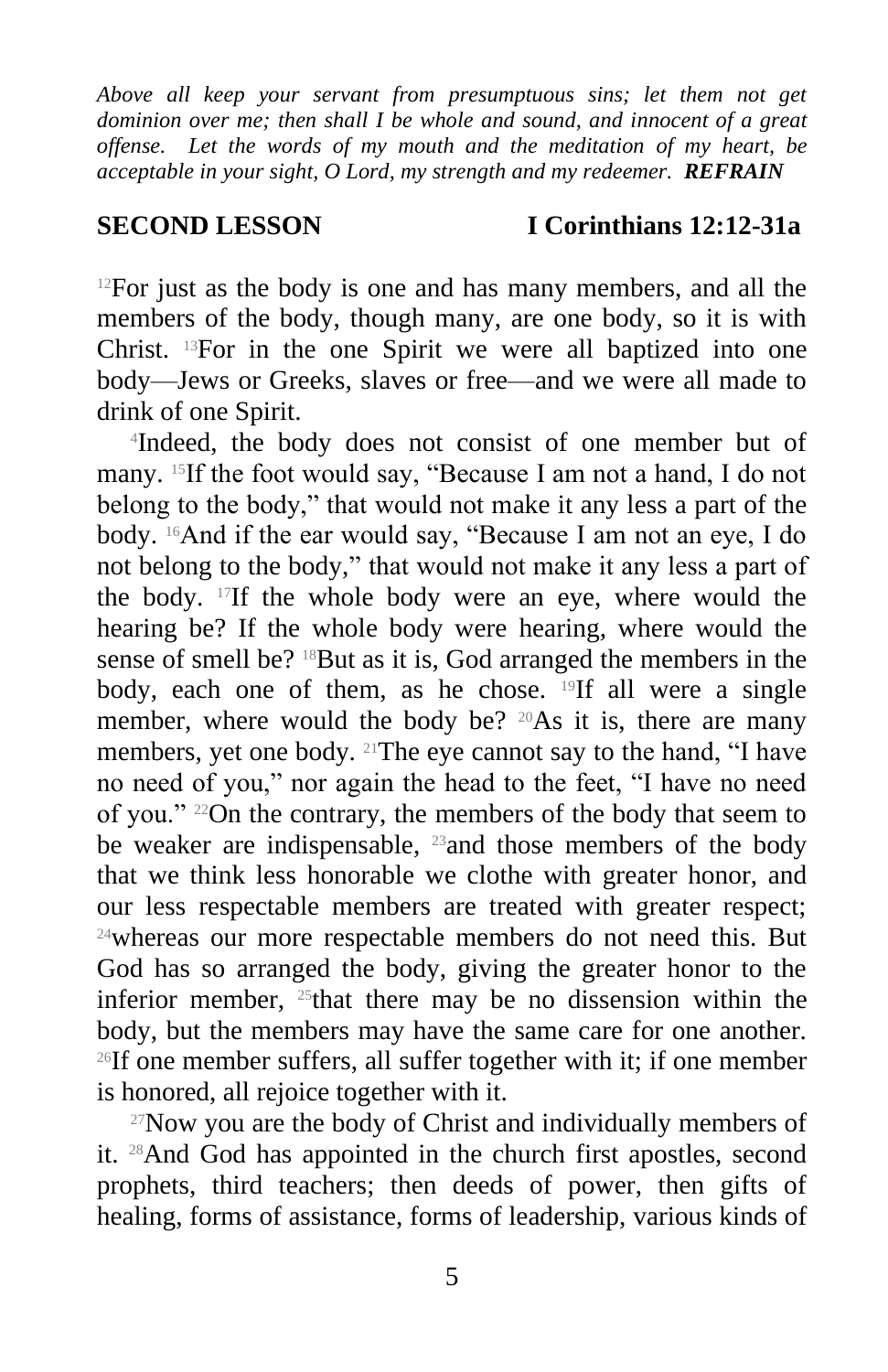***Above all keep your servant from presumptuous sins; let them not get dominion over me; then shall I be whole and sound, and innocent of a great offense. Let the words of my mouth and the meditation of my heart, be acceptable in your sight, O Lord, my strength and my redeemer. REFRAIN***

## SECOND LESSON — I Corinthians 12:12-31a

[12]For just as the body is one and has many members, and all the members of the body, though many, are one body, so it is with Christ. [13]For in the one Spirit we were all baptized into one body—Jews or Greeks, slaves or free—and we were all made to drink of one Spirit.

[4]Indeed, the body does not consist of one member but of many. [15]If the foot would say, "Because I am not a hand, I do not belong to the body," that would not make it any less a part of the body. [16]And if the ear would say, "Because I am not an eye, I do not belong to the body," that would not make it any less a part of the body. [17]If the whole body were an eye, where would the hearing be? If the whole body were hearing, where would the sense of smell be? [18]But as it is, God arranged the members in the body, each one of them, as he chose. [19]If all were a single member, where would the body be? [20]As it is, there are many members, yet one body. [21]The eye cannot say to the hand, "I have no need of you," nor again the head to the feet, "I have no need of you." [22]On the contrary, the members of the body that seem to be weaker are indispensable, [23]and those members of the body that we think less honorable we clothe with greater honor, and our less respectable members are treated with greater respect; [24]whereas our more respectable members do not need this. But God has so arranged the body, giving the greater honor to the inferior member, [25]that there may be no dissension within the body, but the members may have the same care for one another. [26]If one member suffers, all suffer together with it; if one member is honored, all rejoice together with it.

[27]Now you are the body of Christ and individually members of it. [28]And God has appointed in the church first apostles, second prophets, third teachers; then deeds of power, then gifts of healing, forms of assistance, forms of leadership, various kinds of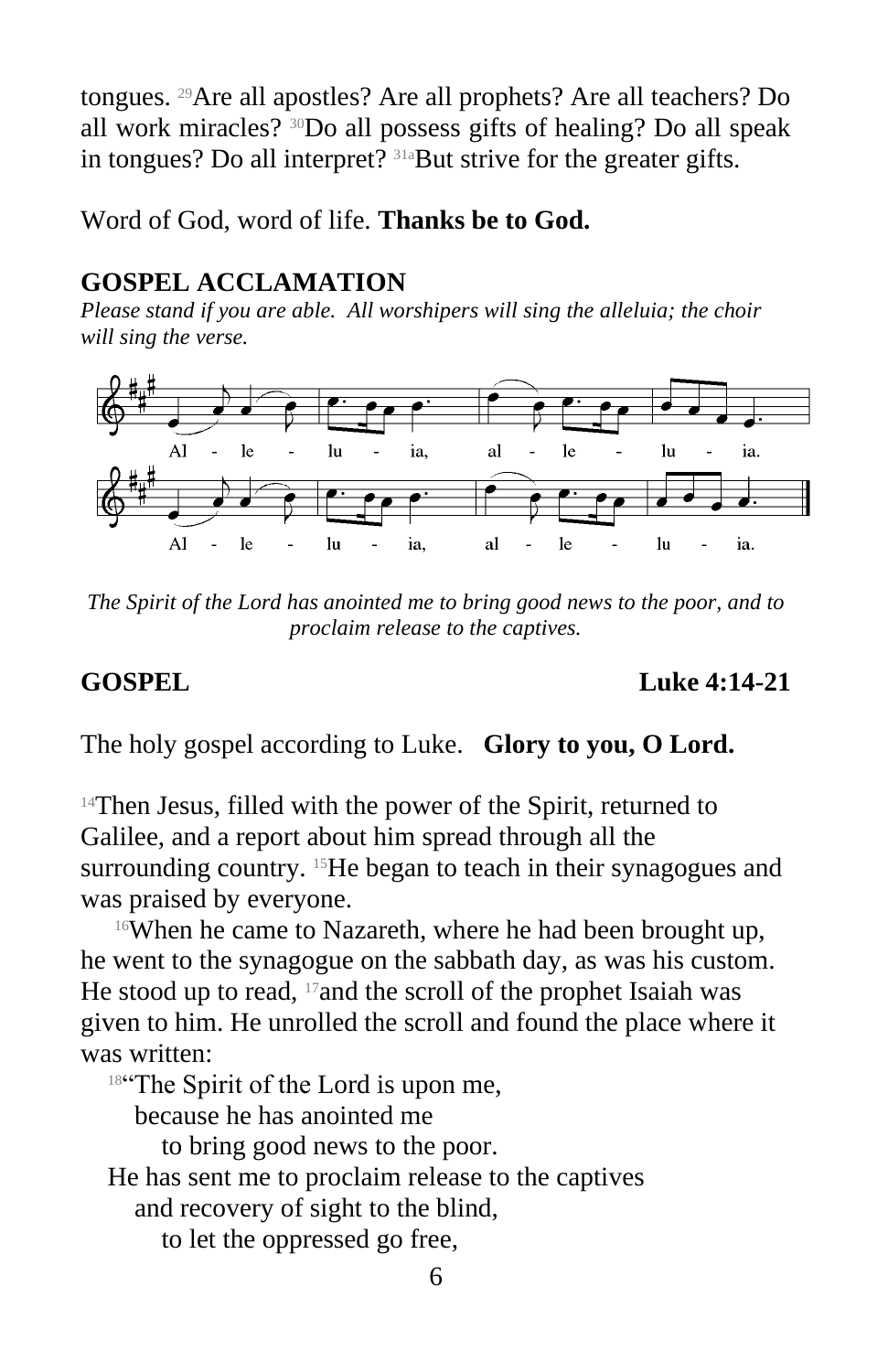tongues. [29]Are all apostles? Are all prophets? Are all teachers? Do all work miracles? [30]Do all possess gifts of healing? Do all speak in tongues? Do all interpret? [31a]But strive for the greater gifts.

Word of God, word of life. **Thanks be to God.**

## GOSPEL ACCLAMATION

*Please stand if you are able. All worshipers will sing the alleluia; the choir will sing the verse.*

Al - le - lu - ia, al - le - lu - ia.
Al - le - lu - ia, al - le - lu - ia.

*The Spirit of the Lord has anointed me to bring good news to the poor, and to proclaim release to the captives.*

## GOSPEL — Luke 4:14-21

The holy gospel according to Luke. **Glory to you, O Lord.**

[14]Then Jesus, filled with the power of the Spirit, returned to Galilee, and a report about him spread through all the surrounding country. [15]He began to teach in their synagogues and was praised by everyone.

[16]When he came to Nazareth, where he had been brought up, he went to the synagogue on the sabbath day, as was his custom. He stood up to read, [17]and the scroll of the prophet Isaiah was given to him. He unrolled the scroll and found the place where it was written:

[18]"The Spirit of the Lord is upon me,
because he has anointed me
to bring good news to the poor.
He has sent me to proclaim release to the captives
and recovery of sight to the blind,
to let the oppressed go free,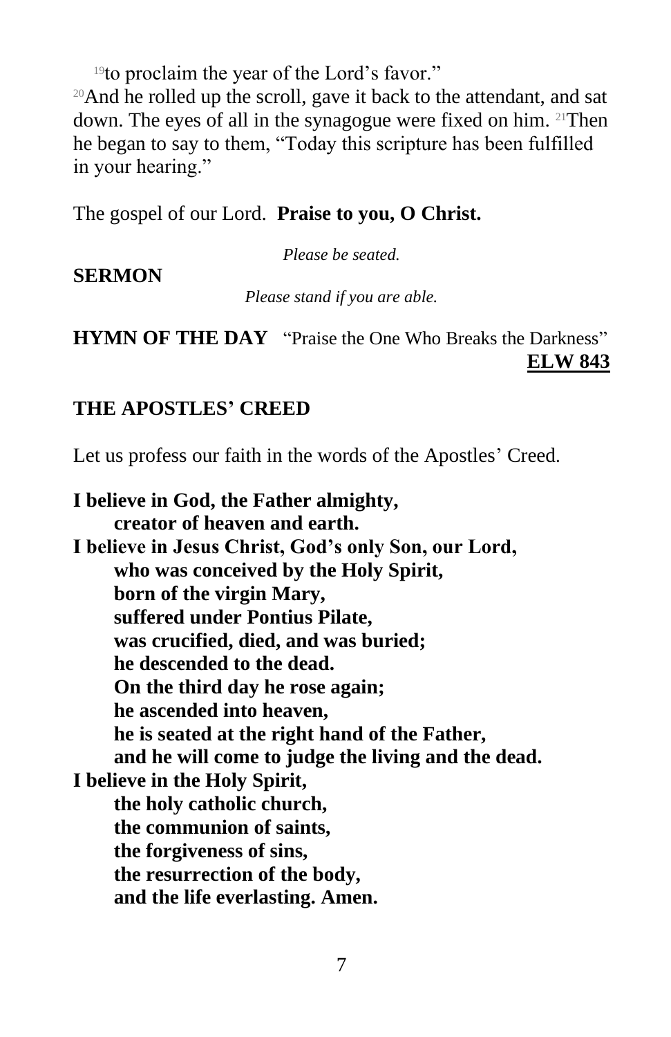[19]to proclaim the year of the Lord's favor."
[20]And he rolled up the scroll, gave it back to the attendant, and sat down. The eyes of all in the synagogue were fixed on him. [21]Then he began to say to them, "Today this scripture has been fulfilled in your hearing."

The gospel of our Lord. **Praise to you, O Christ.**

*Please be seated.*

**SERMON**

*Please stand if you are able.*

**HYMN OF THE DAY** "Praise the One Who Breaks the Darkness" **ELW 843**

**THE APOSTLES' CREED**

Let us profess our faith in the words of the Apostles' Creed.

**I believe in God, the Father almighty,**
**creator of heaven and earth.**
**I believe in Jesus Christ, God's only Son, our Lord,**
**who was conceived by the Holy Spirit,**
**born of the virgin Mary,**
**suffered under Pontius Pilate,**
**was crucified, died, and was buried;**
**he descended to the dead.**
**On the third day he rose again;**
**he ascended into heaven,**
**he is seated at the right hand of the Father,**
**and he will come to judge the living and the dead.**
**I believe in the Holy Spirit,**
**the holy catholic church,**
**the communion of saints,**
**the forgiveness of sins,**
**the resurrection of the body,**
**and the life everlasting. Amen.**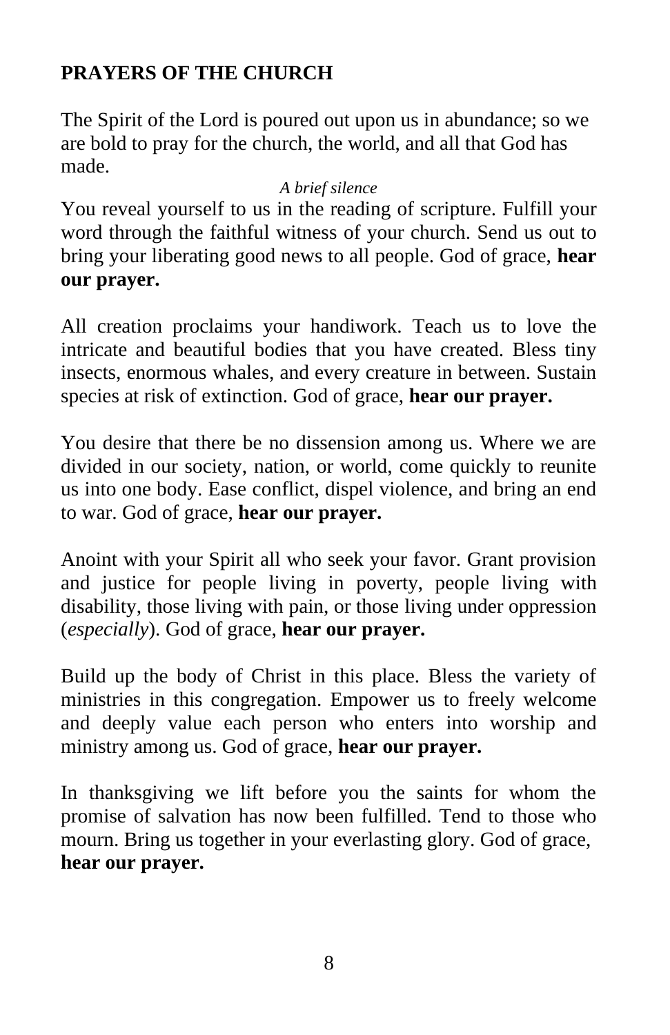## PRAYERS OF THE CHURCH

The Spirit of the Lord is poured out upon us in abundance; so we are bold to pray for the church, the world, and all that God has made.

*A brief silence*

You reveal yourself to us in the reading of scripture. Fulfill your word through the faithful witness of your church. Send us out to bring your liberating good news to all people. God of grace, **hear our prayer.**

All creation proclaims your handiwork. Teach us to love the intricate and beautiful bodies that you have created. Bless tiny insects, enormous whales, and every creature in between. Sustain species at risk of extinction. God of grace, **hear our prayer.**

You desire that there be no dissension among us. Where we are divided in our society, nation, or world, come quickly to reunite us into one body. Ease conflict, dispel violence, and bring an end to war. God of grace, **hear our prayer.**

Anoint with your Spirit all who seek your favor. Grant provision and justice for people living in poverty, people living with disability, those living with pain, or those living under oppression (*especially*). God of grace, **hear our prayer.**

Build up the body of Christ in this place. Bless the variety of ministries in this congregation. Empower us to freely welcome and deeply value each person who enters into worship and ministry among us. God of grace, **hear our prayer.**

In thanksgiving we lift before you the saints for whom the promise of salvation has now been fulfilled. Tend to those who mourn. Bring us together in your everlasting glory. God of grace, **hear our prayer.**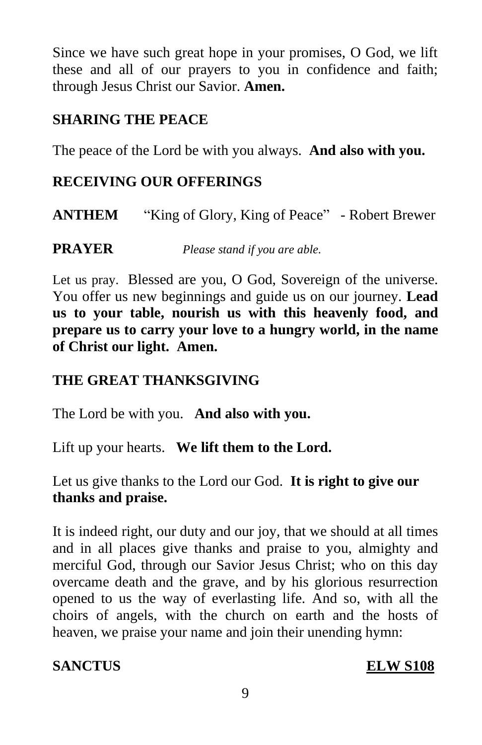Since we have such great hope in your promises, O God, we lift these and all of our prayers to you in confidence and faith; through Jesus Christ our Savior. **Amen.**

**SHARING THE PEACE**

The peace of the Lord be with you always. **And also with you.**

**RECEIVING OUR OFFERINGS**

**ANTHEM** "King of Glory, King of Peace" - Robert Brewer

**PRAYER** *Please stand if you are able.*

Let us pray. Blessed are you, O God, Sovereign of the universe. You offer us new beginnings and guide us on our journey. **Lead us to your table, nourish us with this heavenly food, and prepare us to carry your love to a hungry world, in the name of Christ our light. Amen.**

**THE GREAT THANKSGIVING**

The Lord be with you. **And also with you.**

Lift up your hearts. **We lift them to the Lord.**

Let us give thanks to the Lord our God. **It is right to give our thanks and praise.**

It is indeed right, our duty and our joy, that we should at all times and in all places give thanks and praise to you, almighty and merciful God, through our Savior Jesus Christ; who on this day overcame death and the grave, and by his glorious resurrection opened to us the way of everlasting life. And so, with all the choirs of angels, with the church on earth and the hosts of heaven, we praise your name and join their unending hymn:

**SANCTUS** **ELW S108**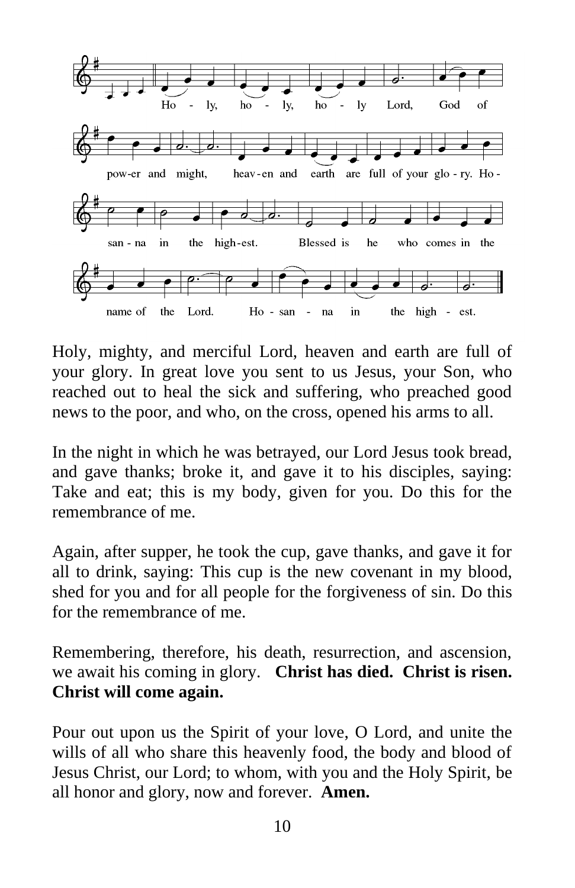Ho - ly, ho - ly, ho - ly Lord, God of pow-er and might, heav-en and earth are full of your glo - ry. Ho - san - na in the high-est. Blessed is he who comes in the name of the Lord. Ho - san - na in the high - est.

Holy, mighty, and merciful Lord, heaven and earth are full of your glory. In great love you sent to us Jesus, your Son, who reached out to heal the sick and suffering, who preached good news to the poor, and who, on the cross, opened his arms to all.

In the night in which he was betrayed, our Lord Jesus took bread, and gave thanks; broke it, and gave it to his disciples, saying: Take and eat; this is my body, given for you. Do this for the remembrance of me.

Again, after supper, he took the cup, gave thanks, and gave it for all to drink, saying: This cup is the new covenant in my blood, shed for you and for all people for the forgiveness of sin. Do this for the remembrance of me.

Remembering, therefore, his death, resurrection, and ascension, we await his coming in glory. **Christ has died. Christ is risen. Christ will come again.**

Pour out upon us the Spirit of your love, O Lord, and unite the wills of all who share this heavenly food, the body and blood of Jesus Christ, our Lord; to whom, with you and the Holy Spirit, be all honor and glory, now and forever. **Amen.**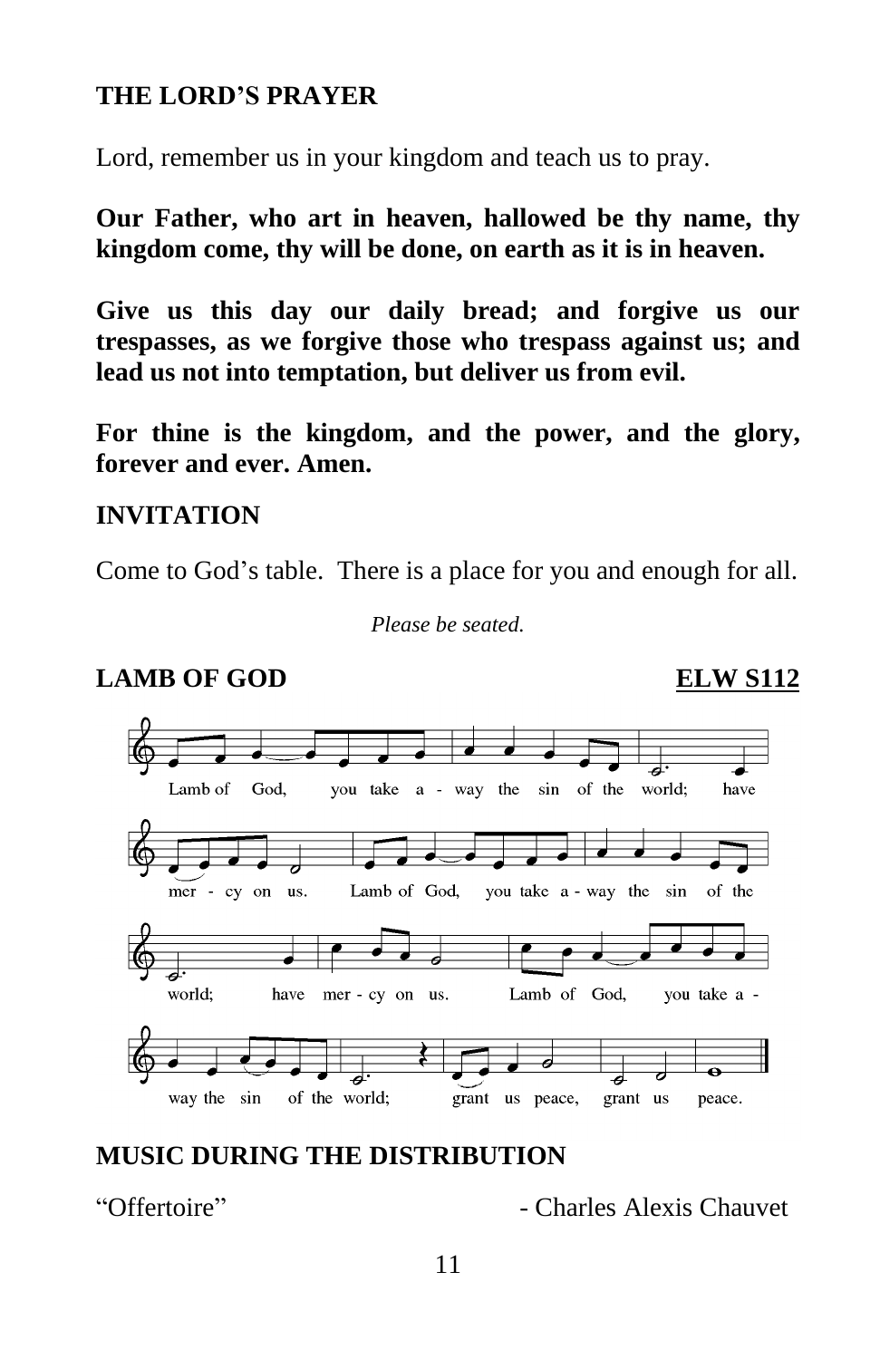## THE LORD'S PRAYER

Lord, remember us in your kingdom and teach us to pray.

**Our Father, who art in heaven, hallowed be thy name, thy kingdom come, thy will be done, on earth as it is in heaven.**

**Give us this day our daily bread; and forgive us our trespasses, as we forgive those who trespass against us; and lead us not into temptation, but deliver us from evil.**

**For thine is the kingdom, and the power, and the glory, forever and ever. Amen.**

## INVITATION

Come to God's table. There is a place for you and enough for all.

*Please be seated.*

## LAMB OF GOD — ELW S112

Lamb of God, you take away the sin of the world; have mercy on us.
Lamb of God, you take away the sin of the world; have mercy on us.
Lamb of God, you take away the sin of the world; grant us peace, grant us peace.

## MUSIC DURING THE DISTRIBUTION

"Offertoire" - Charles Alexis Chauvet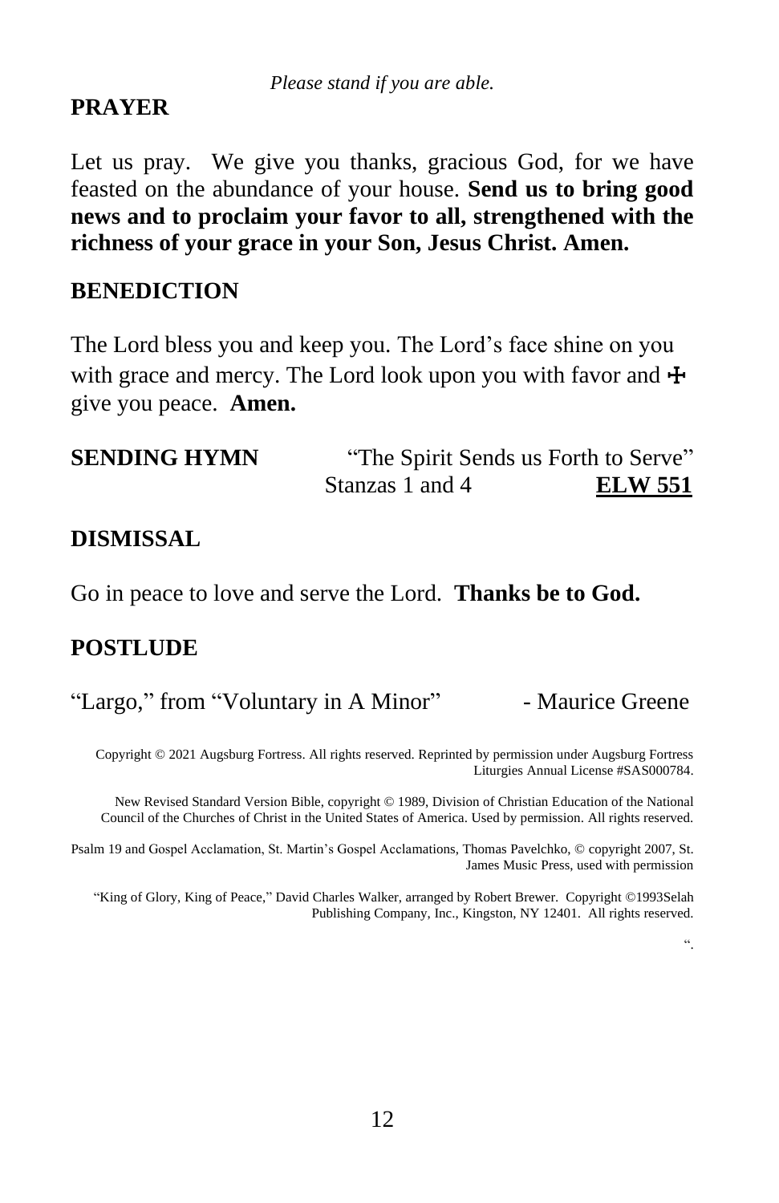*Please stand if you are able.*

## PRAYER

Let us pray. We give you thanks, gracious God, for we have feasted on the abundance of your house. **Send us to bring good news and to proclaim your favor to all, strengthened with the richness of your grace in your Son, Jesus Christ. Amen.**

## BENEDICTION

The Lord bless you and keep you. The Lord's face shine on you with grace and mercy. The Lord look upon you with favor and ☩ give you peace. **Amen.**

## SENDING HYMN

"The Spirit Sends us Forth to Serve"
Stanzas 1 and 4 **ELW 551**

## DISMISSAL

Go in peace to love and serve the Lord. **Thanks be to God.**

## POSTLUDE

"Largo," from "Voluntary in A Minor" - Maurice Greene

Copyright © 2021 Augsburg Fortress. All rights reserved. Reprinted by permission under Augsburg Fortress Liturgies Annual License #SAS000784.

New Revised Standard Version Bible, copyright © 1989, Division of Christian Education of the National Council of the Churches of Christ in the United States of America. Used by permission. All rights reserved.

Psalm 19 and Gospel Acclamation, St. Martin's Gospel Acclamations, Thomas Pavelchko, © copyright 2007, St. James Music Press, used with permission

"King of Glory, King of Peace," David Charles Walker, arranged by Robert Brewer. Copyright ©1993Selah Publishing Company, Inc., Kingston, NY 12401. All rights reserved.

".